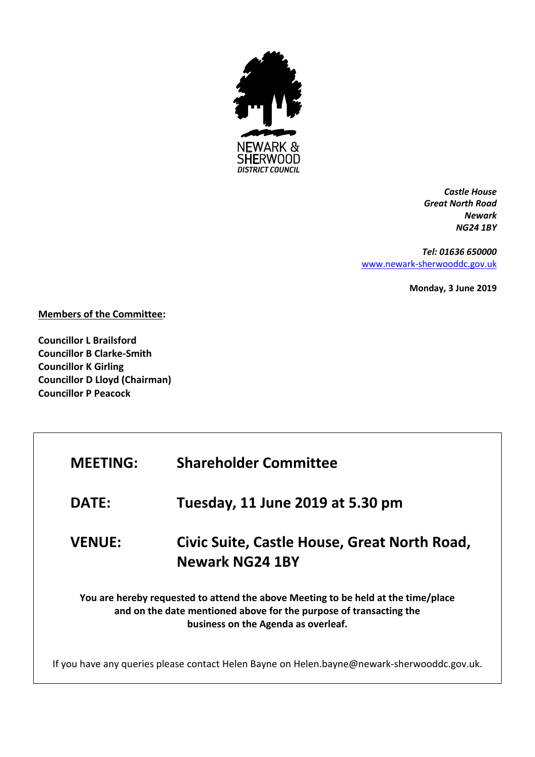NEWARK & SHERWOOD
*DISTRICT COUNCIL*

***Castle House***
***Great North Road***
***Newark***
***NG24 1BY***

***Tel: 01636 650000***
www.newark-sherwooddc.gov.uk

**Monday, 3 June 2019**

**Members of the Committee:**

**Councillor L Brailsford**
**Councillor B Clarke-Smith**
**Councillor K Girling**
**Councillor D Lloyd (Chairman)**
**Councillor P Peacock**

| | |
|---|---|
| **MEETING:** | **Shareholder Committee** |
| **DATE:** | **Tuesday, 11 June 2019 at 5.30 pm** |
| **VENUE:** | **Civic Suite, Castle House, Great North Road, Newark NG24 1BY** |

**You are hereby requested to attend the above Meeting to be held at the time/place and on the date mentioned above for the purpose of transacting the business on the Agenda as overleaf.**

If you have any queries please contact Helen Bayne on Helen.bayne@newark-sherwooddc.gov.uk.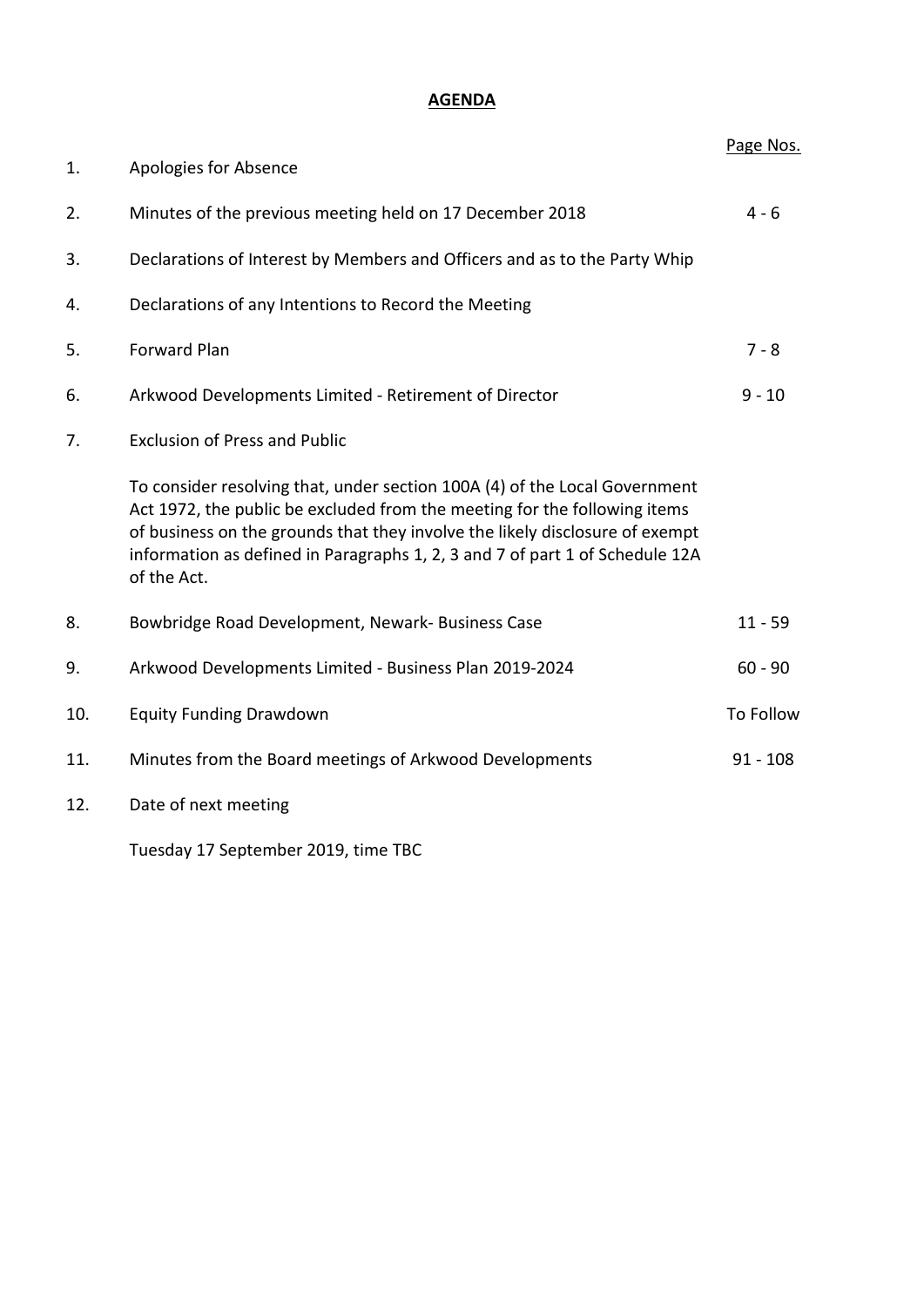# AGENDA

| | | | Page Nos. |
|---|---|---|---|
| 1. | Apologies for Absence | | |
| 2. | Minutes of the previous meeting held on 17 December 2018 | | 4 - 6 |
| 3. | Declarations of Interest by Members and Officers and as to the Party Whip | | |
| 4. | Declarations of any Intentions to Record the Meeting | | |
| 5. | Forward Plan | | 7 - 8 |
| 6. | Arkwood Developments Limited - Retirement of Director | | 9 - 10 |
| 7. | Exclusion of Press and Public | | |
| | To consider resolving that, under section 100A (4) of the Local Government Act 1972, the public be excluded from the meeting for the following items of business on the grounds that they involve the likely disclosure of exempt information as defined in Paragraphs 1, 2, 3 and 7 of part 1 of Schedule 12A of the Act. | | |
| 8. | Bowbridge Road Development, Newark- Business Case | | 11 - 59 |
| 9. | Arkwood Developments Limited - Business Plan 2019-2024 | | 60 - 90 |
| 10. | Equity Funding Drawdown | | To Follow |
| 11. | Minutes from the Board meetings of Arkwood Developments | | 91 - 108 |
| 12. | Date of next meeting | | |
| | Tuesday 17 September 2019, time TBC | | |